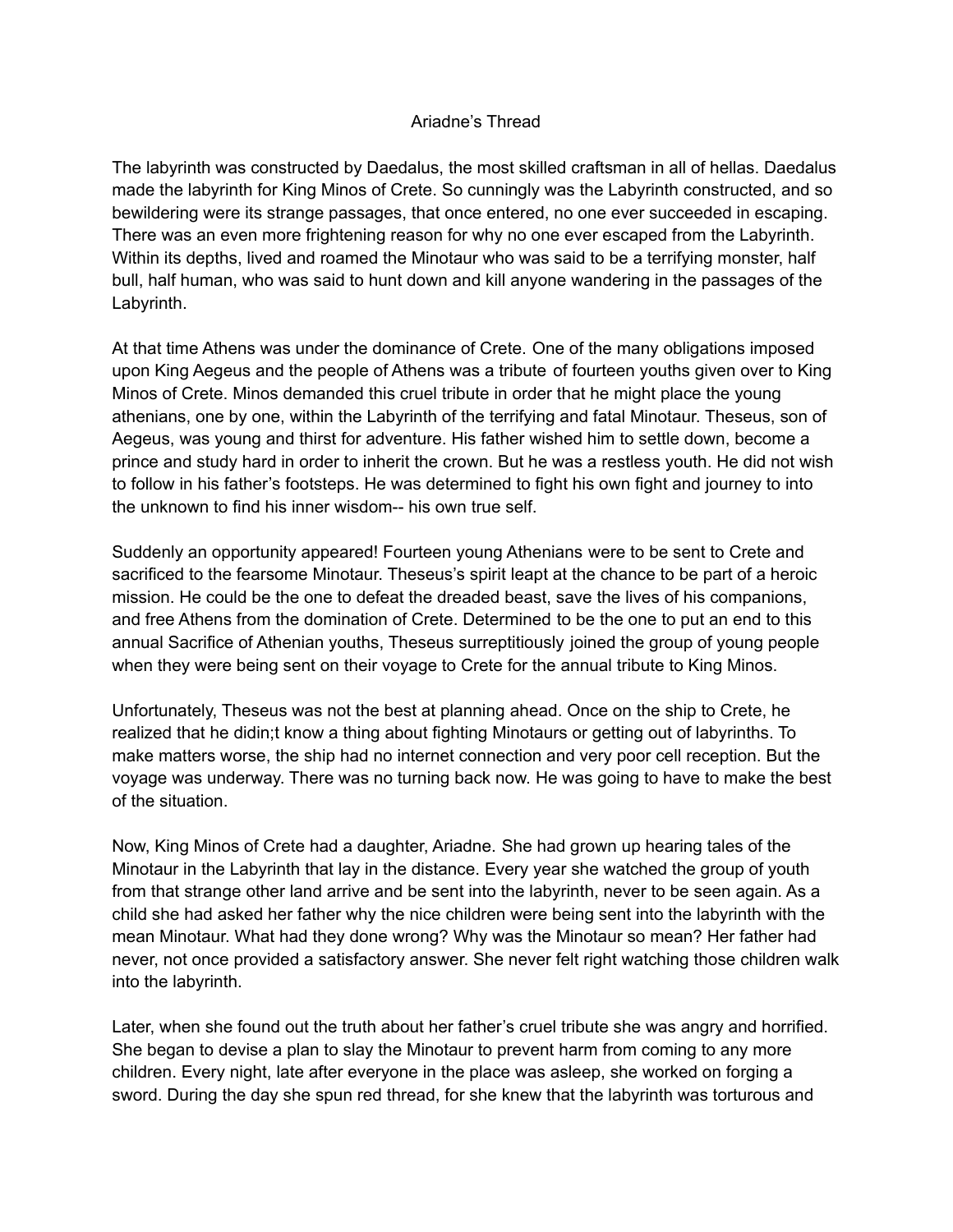# Ariadne's Thread

The labyrinth was constructed by Daedalus, the most skilled craftsman in all of hellas. Daedalus made the labyrinth for King Minos of Crete. So cunningly was the Labyrinth constructed, and so bewildering were its strange passages, that once entered, no one ever succeeded in escaping. There was an even more frightening reason for why no one ever escaped from the Labyrinth. Within its depths, lived and roamed the Minotaur who was said to be a terrifying monster, half bull, half human, who was said to hunt down and kill anyone wandering in the passages of the Labyrinth.

At that time Athens was under the dominance of Crete. One of the many obligations imposed upon King Aegeus and the people of Athens was a tribute of fourteen youths given over to King Minos of Crete. Minos demanded this cruel tribute in order that he might place the young athenians, one by one, within the Labyrinth of the terrifying and fatal Minotaur. Theseus, son of Aegeus, was young and thirst for adventure. His father wished him to settle down, become a prince and study hard in order to inherit the crown. But he was a restless youth. He did not wish to follow in his father's footsteps. He was determined to fight his own fight and journey to into the unknown to find his inner wisdom-- his own true self.

Suddenly an opportunity appeared! Fourteen young Athenians were to be sent to Crete and sacrificed to the fearsome Minotaur. Theseus's spirit leapt at the chance to be part of a heroic mission. He could be the one to defeat the dreaded beast, save the lives of his companions, and free Athens from the domination of Crete. Determined to be the one to put an end to this annual Sacrifice of Athenian youths, Theseus surreptitiously joined the group of young people when they were being sent on their voyage to Crete for the annual tribute to King Minos.

Unfortunately, Theseus was not the best at planning ahead. Once on the ship to Crete, he realized that he didin;t know a thing about fighting Minotaurs or getting out of labyrinths. To make matters worse, the ship had no internet connection and very poor cell reception. But the voyage was underway. There was no turning back now. He was going to have to make the best of the situation.

Now, King Minos of Crete had a daughter, Ariadne. She had grown up hearing tales of the Minotaur in the Labyrinth that lay in the distance. Every year she watched the group of youth from that strange other land arrive and be sent into the labyrinth, never to be seen again. As a child she had asked her father why the nice children were being sent into the labyrinth with the mean Minotaur. What had they done wrong? Why was the Minotaur so mean? Her father had never, not once provided a satisfactory answer. She never felt right watching those children walk into the labyrinth.

Later, when she found out the truth about her father's cruel tribute she was angry and horrified. She began to devise a plan to slay the Minotaur to prevent harm from coming to any more children. Every night, late after everyone in the place was asleep, she worked on forging a sword. During the day she spun red thread, for she knew that the labyrinth was torturous and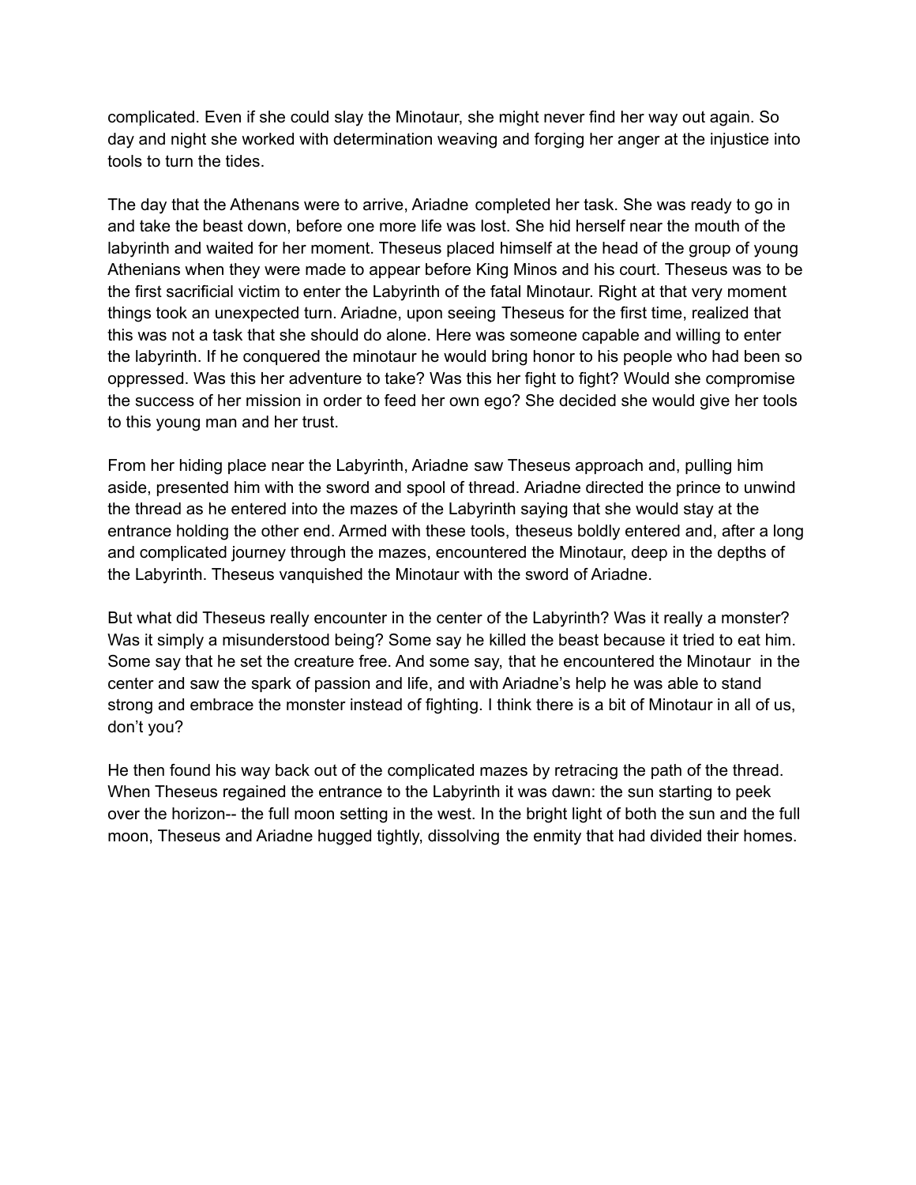complicated. Even if she could slay the Minotaur, she might never find her way out again. So day and night she worked with determination weaving and forging her anger at the injustice into tools to turn the tides.

The day that the Athenans were to arrive, Ariadne completed her task. She was ready to go in and take the beast down, before one more life was lost. She hid herself near the mouth of the labyrinth and waited for her moment. Theseus placed himself at the head of the group of young Athenians when they were made to appear before King Minos and his court. Theseus was to be the first sacrificial victim to enter the Labyrinth of the fatal Minotaur. Right at that very moment things took an unexpected turn. Ariadne, upon seeing Theseus for the first time, realized that this was not a task that she should do alone. Here was someone capable and willing to enter the labyrinth. If he conquered the minotaur he would bring honor to his people who had been so oppressed. Was this her adventure to take? Was this her fight to fight? Would she compromise the success of her mission in order to feed her own ego? She decided she would give her tools to this young man and her trust.

From her hiding place near the Labyrinth, Ariadne saw Theseus approach and, pulling him aside, presented him with the sword and spool of thread. Ariadne directed the prince to unwind the thread as he entered into the mazes of the Labyrinth saying that she would stay at the entrance holding the other end. Armed with these tools, theseus boldly entered and, after a long and complicated journey through the mazes, encountered the Minotaur, deep in the depths of the Labyrinth. Theseus vanquished the Minotaur with the sword of Ariadne.

But what did Theseus really encounter in the center of the Labyrinth? Was it really a monster? Was it simply a misunderstood being? Some say he killed the beast because it tried to eat him. Some say that he set the creature free. And some say, that he encountered the Minotaur in the center and saw the spark of passion and life, and with Ariadne's help he was able to stand strong and embrace the monster instead of fighting. I think there is a bit of Minotaur in all of us, don't you?

He then found his way back out of the complicated mazes by retracing the path of the thread. When Theseus regained the entrance to the Labyrinth it was dawn: the sun starting to peek over the horizon-- the full moon setting in the west. In the bright light of both the sun and the full moon, Theseus and Ariadne hugged tightly, dissolving the enmity that had divided their homes.